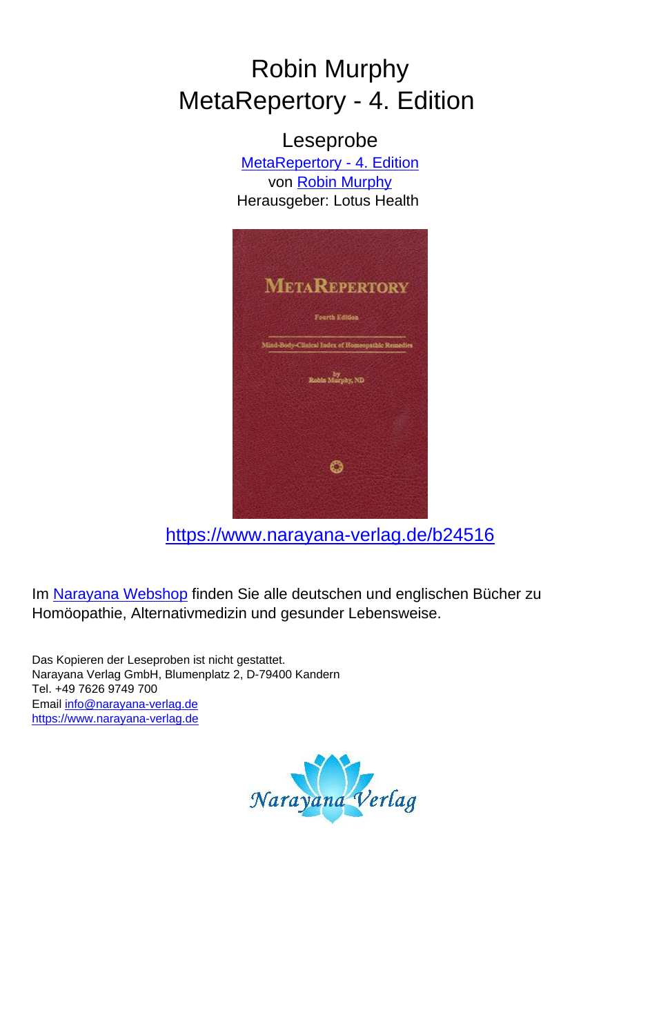# Robin Murphy
# MetaRepertory - 4. Edition

Leseprobe
MetaRepertory - 4. Edition
von Robin Murphy
Herausgeber: Lotus Health

https://www.narayana-verlag.de/b24516

Im Narayana Webshop finden Sie alle deutschen und englischen Bücher zu Homöopathie, Alternativmedizin und gesunder Lebensweise.

Das Kopieren der Leseproben ist nicht gestattet.
Narayana Verlag GmbH, Blumenplatz 2, D-79400 Kandern
Tel. +49 7626 9749 700
Email info@narayana-verlag.de
https://www.narayana-verlag.de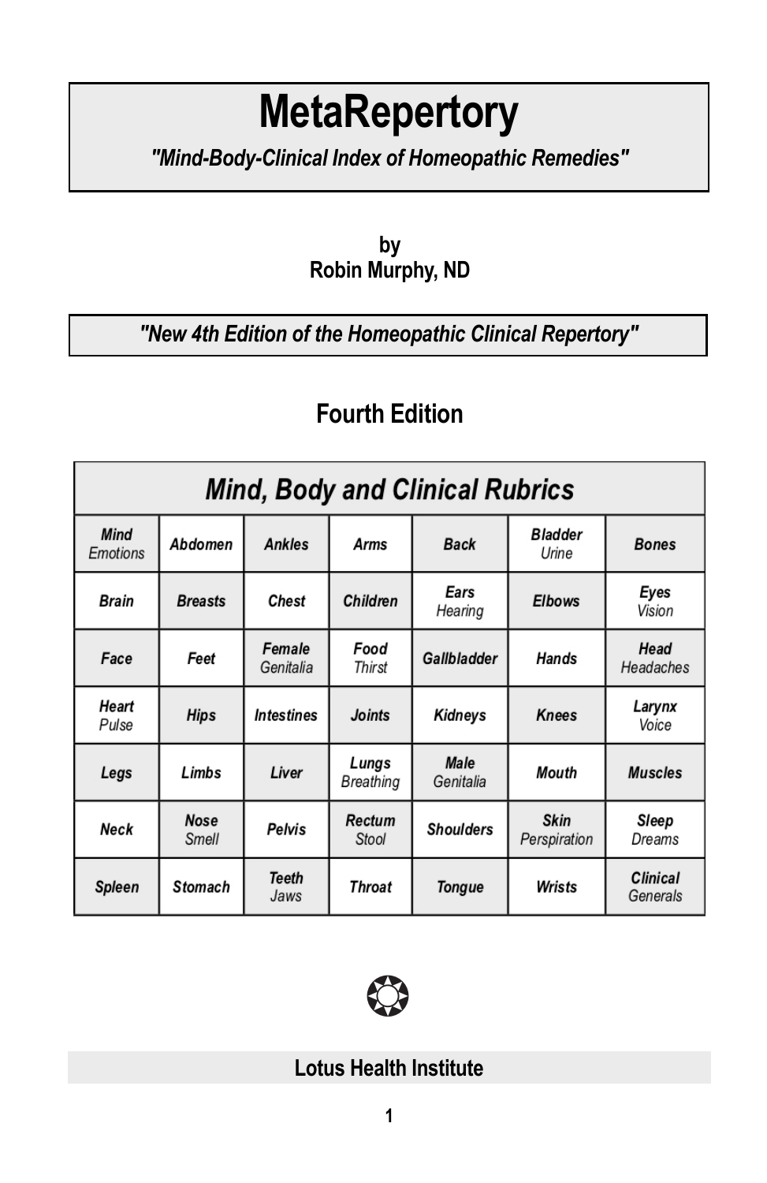# MetaRepertory

***"Mind-Body-Clinical Index of Homeopathic Remedies"***

**by**
**Robin Murphy, ND**

***"New 4th Edition of the Homeopathic Clinical Repertory"***

## Fourth Edition

| *Mind, Body and Clinical Rubrics* | | | | | | |
|---|---|---|---|---|---|---|
| ***Mind*** *Emotions* | ***Abdomen*** | ***Ankles*** | ***Arms*** | ***Back*** | ***Bladder*** *Urine* | ***Bones*** |
| ***Brain*** | ***Breasts*** | ***Chest*** | ***Children*** | ***Ears*** *Hearing* | ***Elbows*** | ***Eyes*** *Vision* |
| ***Face*** | ***Feet*** | ***Female*** *Genitalia* | ***Food*** *Thirst* | ***Gallbladder*** | ***Hands*** | ***Head*** *Headaches* |
| ***Heart*** *Pulse* | ***Hips*** | ***Intestines*** | ***Joints*** | ***Kidneys*** | ***Knees*** | ***Larynx*** *Voice* |
| ***Legs*** | ***Limbs*** | ***Liver*** | ***Lungs*** *Breathing* | ***Male*** *Genitalia* | ***Mouth*** | ***Muscles*** |
| ***Neck*** | ***Nose*** *Smell* | ***Pelvis*** | ***Rectum*** *Stool* | ***Shoulders*** | ***Skin*** *Perspiration* | ***Sleep*** *Dreams* |
| ***Spleen*** | ***Stomach*** | ***Teeth*** *Jaws* | ***Throat*** | ***Tongue*** | ***Wrists*** | ***Clinical*** *Generals* |

**Lotus Health Institute**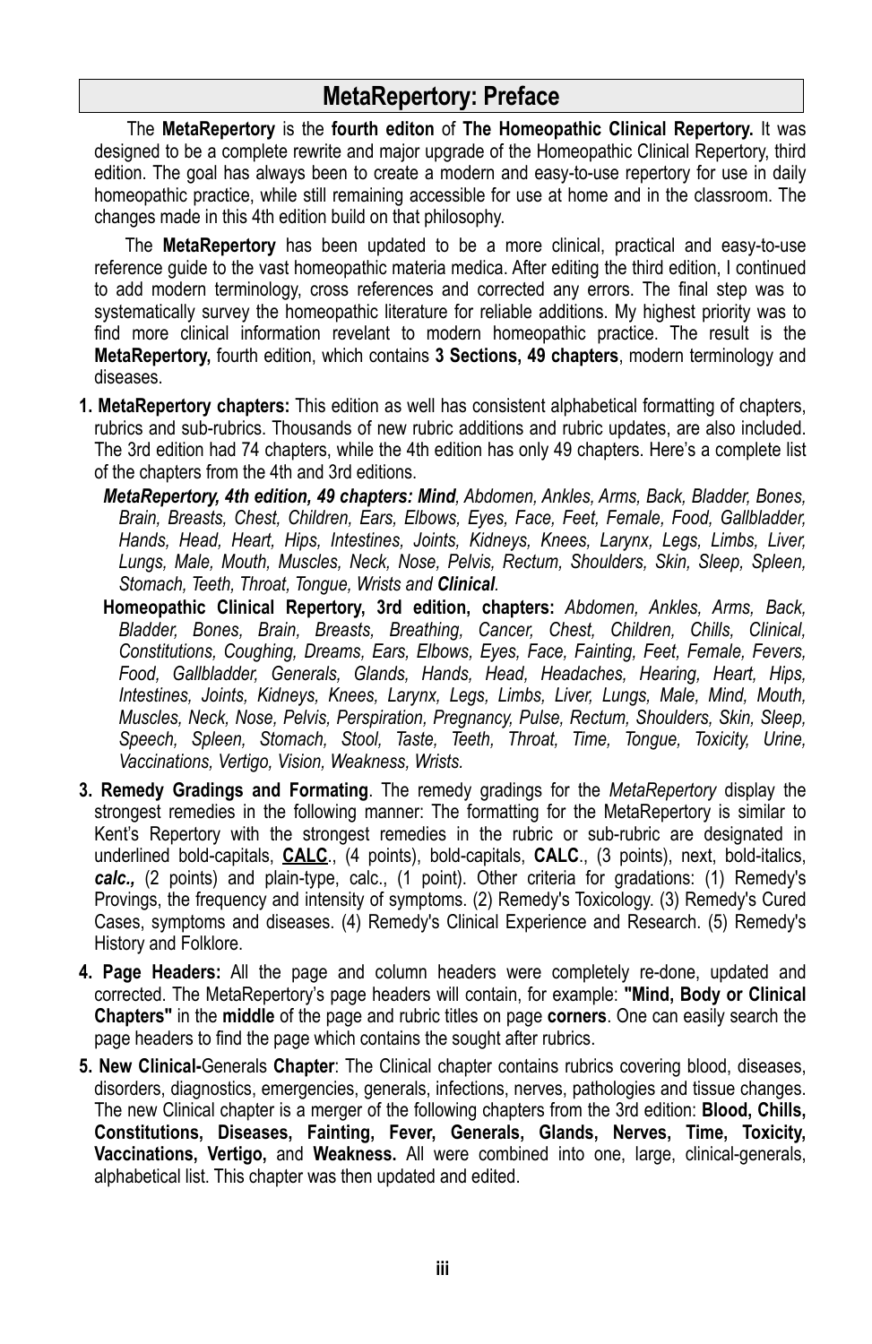# MetaRepertory: Preface

The **MetaRepertory** is the **fourth editon** of **The Homeopathic Clinical Repertory.** It was designed to be a complete rewrite and major upgrade of the Homeopathic Clinical Repertory, third edition. The goal has always been to create a modern and easy-to-use repertory for use in daily homeopathic practice, while still remaining accessible for use at home and in the classroom. The changes made in this 4th edition build on that philosophy.

The **MetaRepertory** has been updated to be a more clinical, practical and easy-to-use reference guide to the vast homeopathic materia medica. After editing the third edition, I continued to add modern terminology, cross references and corrected any errors. The final step was to systematically survey the homeopathic literature for reliable additions. My highest priority was to find more clinical information revelant to modern homeopathic practice. The result is the **MetaRepertory,** fourth edition, which contains **3 Sections, 49 chapters**, modern terminology and diseases.

**1. MetaRepertory chapters:** This edition as well has consistent alphabetical formatting of chapters, rubrics and sub-rubrics. Thousands of new rubric additions and rubric updates, are also included. The 3rd edition had 74 chapters, while the 4th edition has only 49 chapters. Here's a complete list of the chapters from the 4th and 3rd editions.

***MetaRepertory, 4th edition, 49 chapters: Mind**, Abdomen, Ankles, Arms, Back, Bladder, Bones, Brain, Breasts, Chest, Children, Ears, Elbows, Eyes, Face, Feet, Female, Food, Gallbladder, Hands, Head, Heart, Hips, Intestines, Joints, Kidneys, Knees, Larynx, Legs, Limbs, Liver, Lungs, Male, Mouth, Muscles, Neck, Nose, Pelvis, Rectum, Shoulders, Skin, Sleep, Spleen, Stomach, Teeth, Throat, Tongue, Wrists and **Clinical**.*

**Homeopathic Clinical Repertory, 3rd edition, chapters:** *Abdomen, Ankles, Arms, Back, Bladder, Bones, Brain, Breasts, Breathing, Cancer, Chest, Children, Chills, Clinical, Constitutions, Coughing, Dreams, Ears, Elbows, Eyes, Face, Fainting, Feet, Female, Fevers, Food, Gallbladder, Generals, Glands, Hands, Head, Headaches, Hearing, Heart, Hips, Intestines, Joints, Kidneys, Knees, Larynx, Legs, Limbs, Liver, Lungs, Male, Mind, Mouth, Muscles, Neck, Nose, Pelvis, Perspiration, Pregnancy, Pulse, Rectum, Shoulders, Skin, Sleep, Speech, Spleen, Stomach, Stool, Taste, Teeth, Throat, Time, Tongue, Toxicity, Urine, Vaccinations, Vertigo, Vision, Weakness, Wrists.*

**3. Remedy Gradings and Formating**. The remedy gradings for the *MetaRepertory* display the strongest remedies in the following manner: The formatting for the MetaRepertory is similar to Kent's Repertory with the strongest remedies in the rubric or sub-rubric are designated in underlined bold-capitals, <u>**CALC**</u>., (4 points), bold-capitals, **CALC**., (3 points), next, bold-italics, ***calc.,*** (2 points) and plain-type, calc., (1 point). Other criteria for gradations: (1) Remedy's Provings, the frequency and intensity of symptoms. (2) Remedy's Toxicology. (3) Remedy's Cured Cases, symptoms and diseases. (4) Remedy's Clinical Experience and Research. (5) Remedy's History and Folklore.

**4. Page Headers:** All the page and column headers were completely re-done, updated and corrected. The MetaRepertory's page headers will contain, for example: **"Mind, Body or Clinical Chapters"** in the **middle** of the page and rubric titles on page **corners**. One can easily search the page headers to find the page which contains the sought after rubrics.

**5. New Clinical-**Generals **Chapter**: The Clinical chapter contains rubrics covering blood, diseases, disorders, diagnostics, emergencies, generals, infections, nerves, pathologies and tissue changes. The new Clinical chapter is a merger of the following chapters from the 3rd edition: **Blood, Chills, Constitutions, Diseases, Fainting, Fever, Generals, Glands, Nerves, Time, Toxicity, Vaccinations, Vertigo,** and **Weakness.** All were combined into one, large, clinical-generals, alphabetical list. This chapter was then updated and edited.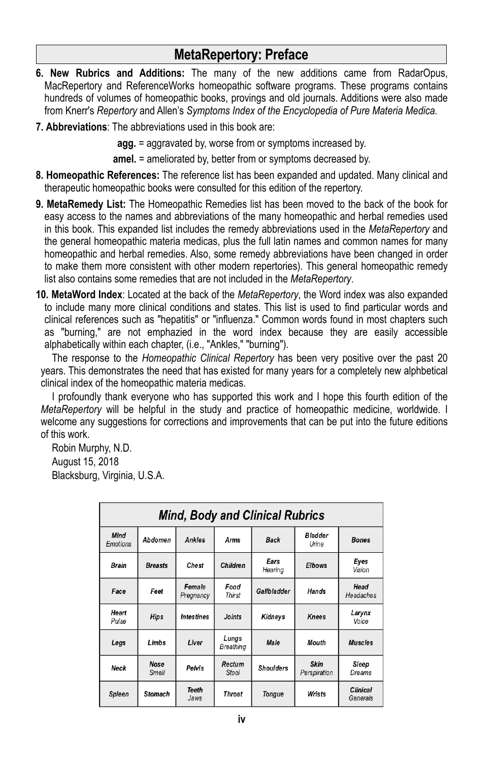## MetaRepertory: Preface

**6. New Rubrics and Additions:** The many of the new additions came from RadarOpus, MacRepertory and ReferenceWorks homeopathic software programs. These programs contains hundreds of volumes of homeopathic books, provings and old journals. Additions were also made from Knerr's *Repertory* and Allen's *Symptoms Index of the Encyclopedia of Pure Materia Medica.*

**7. Abbreviations**: The abbreviations used in this book are:

**agg.** = aggravated by, worse from or symptoms increased by.

**amel.** = ameliorated by, better from or symptoms decreased by.

**8. Homeopathic References:** The reference list has been expanded and updated. Many clinical and therapeutic homeopathic books were consulted for this edition of the repertory.

**9. MetaRemedy List:** The Homeopathic Remedies list has been moved to the back of the book for easy access to the names and abbreviations of the many homeopathic and herbal remedies used in this book. This expanded list includes the remedy abbreviations used in the *MetaRepertory* and the general homeopathic materia medicas, plus the full latin names and common names for many homeopathic and herbal remedies. Also, some remedy abbreviations have been changed in order to make them more consistent with other modern repertories). This general homeopathic remedy list also contains some remedies that are not included in the *MetaRepertory*.

**10. MetaWord Index**: Located at the back of the *MetaRepertory*, the Word index was also expanded to include many more clinical conditions and states. This list is used to find particular words and clinical references such as "hepatitis" or "influenza." Common words found in most chapters such as "burning," are not emphazied in the word index because they are easily accessible alphabetically within each chapter, (i.e., "Ankles," "burning").

The response to the *Homeopathic Clinical Repertory* has been very positive over the past 20 years. This demonstrates the need that has existed for many years for a completely new alphbetical clinical index of the homeopathic materia medicas.

I profoundly thank everyone who has supported this work and I hope this fourth edition of the *MetaRepertory* will be helpful in the study and practice of homeopathic medicine, worldwide. I welcome any suggestions for corrections and improvements that can be put into the future editions of this work.

Robin Murphy, N.D.
August 15, 2018
Blacksburg, Virginia, U.S.A.

| Mind, Body and Clinical Rubrics | | | | | | |
|---|---|---|---|---|---|---|
| Mind Emotions | Abdomen | Ankles | Arms | Back | Bladder Urine | Bones |
| Brain | Breasts | Chest | Children | Ears Hearing | Elbows | Eyes Vision |
| Face | Feet | Female Pregnancy | Food Thirst | Gallbladder | Hands | Head Headaches |
| Heart Pulse | Hips | Intestines | Joints | Kidneys | Knees | Larynx Voice |
| Legs | Limbs | Liver | Lungs Breathing | Male | Mouth | Muscles |
| Neck | Nose Smell | Pelvis | Rectum Stool | Shoulders | Skin Perspiration | Sleep Dreams |
| Spleen | Stomach | Teeth Jaws | Throat | Tongue | Wrists | Clinical Generals |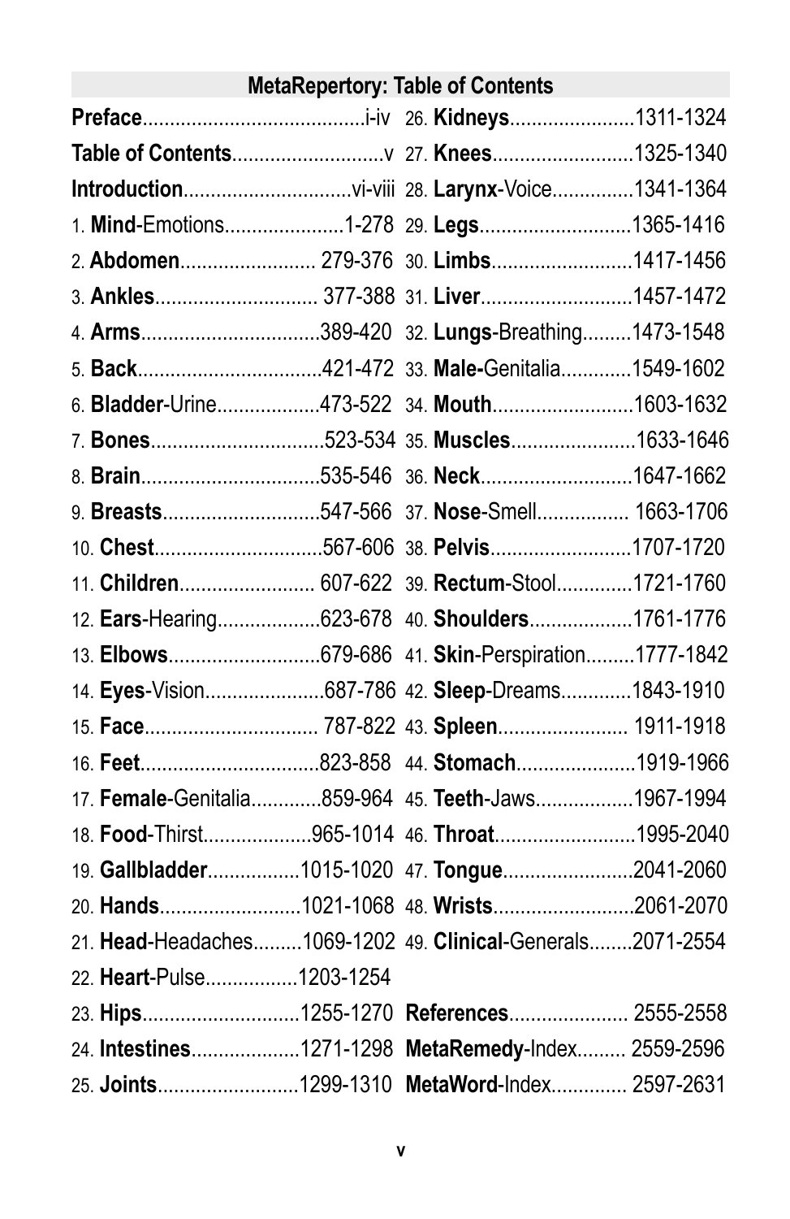## MetaRepertory: Table of Contents

**Preface**.........................................i-iv
**Table of Contents**............................v
**Introduction**..............................vi-viii
1. **Mind**-Emotions......................1-278
2. **Abdomen**......................... 279-376
3. **Ankles**............................. 377-388
4. **Arms**................................389-420
5. **Back**.................................421-472
6. **Bladder**-Urine...................473-522
7. **Bones**................................523-534
8. **Brain**.................................535-546
9. **Breasts**.............................547-566
10. **Chest**..............................567-606
11. **Children**......................... 607-622
12. **Ears**-Hearing...................623-678
13. **Elbows**............................679-686
14. **Eyes**-Vision......................687-786
15. **Face**............................... 787-822
16. **Feet**.................................823-858
17. **Female**-Genitalia.............859-964
18. **Food**-Thirst....................965-1014
19. **Gallbladder**.................1015-1020
20. **Hands**..........................1021-1068
21. **Head**-Headaches.........1069-1202
22. **Heart**-Pulse.................1203-1254
23. **Hips**.............................1255-1270
24. **Intestines**....................1271-1298
25. **Joints**..........................1299-1310
26. **Kidneys**.......................1311-1324
27. **Knees**..........................1325-1340
28. **Larynx**-Voice...............1341-1364
29. **Legs**............................1365-1416
30. **Limbs**..........................1417-1456
31. **Liver**............................1457-1472
32. **Lungs**-Breathing.........1473-1548
33. **Male-**Genitalia.............1549-1602
34. **Mouth**..........................1603-1632
35. **Muscles**.......................1633-1646
36. **Neck**............................1647-1662
37. **Nose**-Smell................ 1663-1706
38. **Pelvis**..........................1707-1720
39. **Rectum**-Stool..............1721-1760
40. **Shoulders**...................1761-1776
41. **Skin**-Perspiration.........1777-1842
42. **Sleep**-Dreams.............1843-1910
43. **Spleen**......................... 1911-1918
44. **Stomach**......................1919-1966
45. **Teeth**-Jaws..................1967-1994
46. **Throat**..........................1995-2040
47. **Tongue**........................2041-2060
48. **Wrists**..........................2061-2070
49. **Clinical**-Generals........2071-2554

**References**...................... 2555-2558
**MetaRemedy**-Index......... 2559-2596
**MetaWord**-Index.............. 2597-2631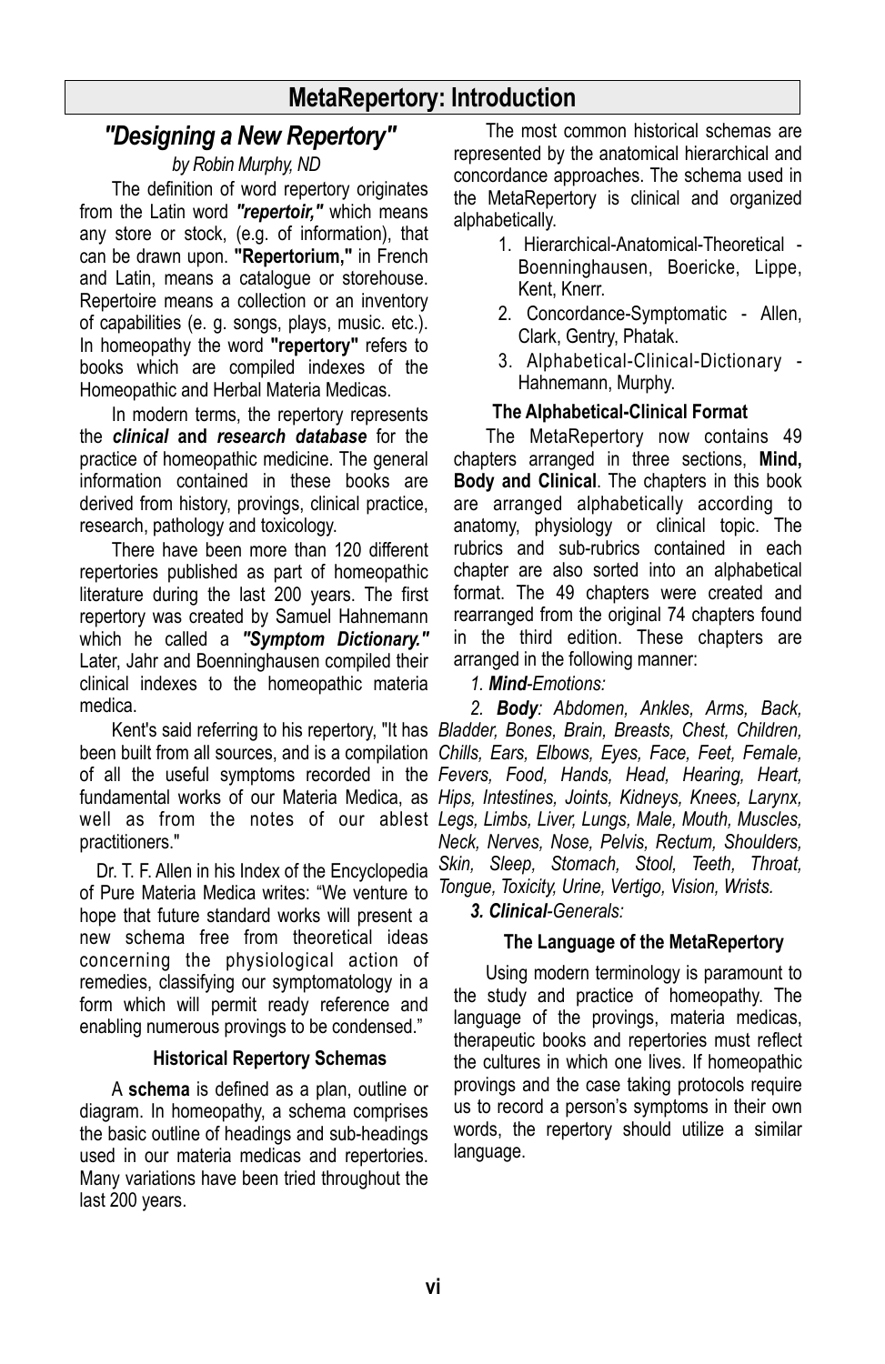# MetaRepertory: Introduction

## *"Designing a New Repertory"*

*by Robin Murphy, ND*

The definition of word repertory originates from the Latin word ***"repertoir,"*** which means any store or stock, (e.g. of information), that can be drawn upon. **"Repertorium,"** in French and Latin, means a catalogue or storehouse. Repertoire means a collection or an inventory of capabilities (e. g. songs, plays, music. etc.). In homeopathy the word **"repertory"** refers to books which are compiled indexes of the Homeopathic and Herbal Materia Medicas.

In modern terms, the repertory represents the ***clinical* and *research database*** for the practice of homeopathic medicine. The general information contained in these books are derived from history, provings, clinical practice, research, pathology and toxicology.

There have been more than 120 different repertories published as part of homeopathic literature during the last 200 years. The first repertory was created by Samuel Hahnemann which he called a ***"Symptom Dictionary."*** Later, Jahr and Boenninghausen compiled their clinical indexes to the homeopathic materia medica.

Kent's said referring to his repertory, "It has been built from all sources, and is a compilation of all the useful symptoms recorded in the fundamental works of our Materia Medica, as well as from the notes of our ablest practitioners."

Dr. T. F. Allen in his Index of the Encyclopedia of Pure Materia Medica writes: "We venture to hope that future standard works will present a new schema free from theoretical ideas concerning the physiological action of remedies, classifying our symptomatology in a form which will permit ready reference and enabling numerous provings to be condensed."

### Historical Repertory Schemas

A **schema** is defined as a plan, outline or diagram. In homeopathy, a schema comprises the basic outline of headings and sub-headings used in our materia medicas and repertories. Many variations have been tried throughout the last 200 years.

The most common historical schemas are represented by the anatomical hierarchical and concordance approaches. The schema used in the MetaRepertory is clinical and organized alphabetically.

1. Hierarchical-Anatomical-Theoretical - Boenninghausen, Boericke, Lippe, Kent, Knerr.
2. Concordance-Symptomatic - Allen, Clark, Gentry, Phatak.
3. Alphabetical-Clinical-Dictionary - Hahnemann, Murphy.

### The Alphabetical-Clinical Format

The MetaRepertory now contains 49 chapters arranged in three sections, **Mind, Body and Clinical**. The chapters in this book are arranged alphabetically according to anatomy, physiology or clinical topic. The rubrics and sub-rubrics contained in each chapter are also sorted into an alphabetical format. The 49 chapters were created and rearranged from the original 74 chapters found in the third edition. These chapters are arranged in the following manner:

*1. **Mind**-Emotions:*

*2. **Body**: Abdomen, Ankles, Arms, Back, Bladder, Bones, Brain, Breasts, Chest, Children, Chills, Ears, Elbows, Eyes, Face, Feet, Female, Fevers, Food, Hands, Head, Hearing, Heart, Hips, Intestines, Joints, Kidneys, Knees, Larynx, Legs, Limbs, Liver, Lungs, Male, Mouth, Muscles, Neck, Nerves, Nose, Pelvis, Rectum, Shoulders, Skin, Sleep, Stomach, Stool, Teeth, Throat, Tongue, Toxicity, Urine, Vertigo, Vision, Wrists.*

***3. Clinical**-Generals:*

### The Language of the MetaRepertory

Using modern terminology is paramount to the study and practice of homeopathy. The language of the provings, materia medicas, therapeutic books and repertories must reflect the cultures in which one lives. If homeopathic provings and the case taking protocols require us to record a person's symptoms in their own words, the repertory should utilize a similar language.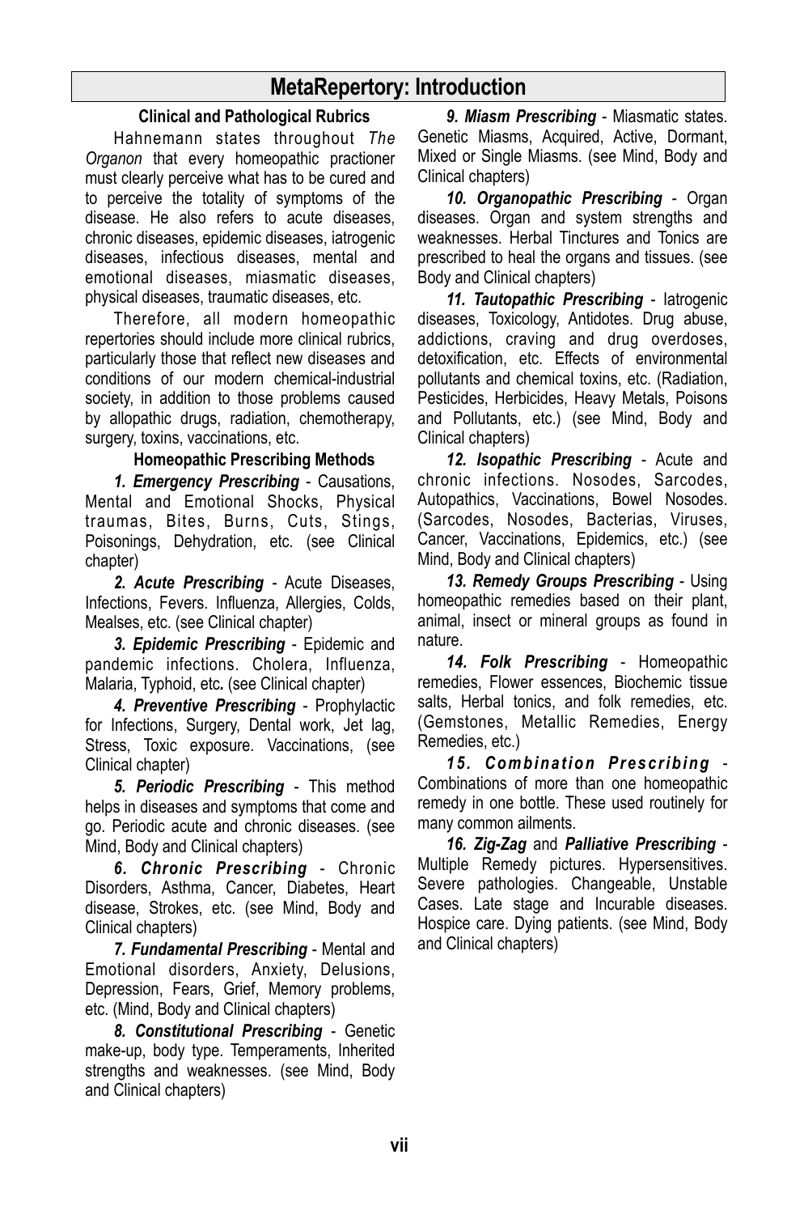# MetaRepertory: Introduction

### Clinical and Pathological Rubrics

Hahnemann states throughout *The Organon* that every homeopathic practioner must clearly perceive what has to be cured and to perceive the totality of symptoms of the disease. He also refers to acute diseases, chronic diseases, epidemic diseases, iatrogenic diseases, infectious diseases, mental and emotional diseases, miasmatic diseases, physical diseases, traumatic diseases, etc.

Therefore, all modern homeopathic repertories should include more clinical rubrics, particularly those that reflect new diseases and conditions of our modern chemical-industrial society, in addition to those problems caused by allopathic drugs, radiation, chemotherapy, surgery, toxins, vaccinations, etc.

### Homeopathic Prescribing Methods

***1. Emergency Prescribing*** - Causations, Mental and Emotional Shocks, Physical traumas, Bites, Burns, Cuts, Stings, Poisonings, Dehydration, etc. (see Clinical chapter)

***2. Acute Prescribing*** - Acute Diseases, Infections, Fevers. Influenza, Allergies, Colds, Mealses, etc. (see Clinical chapter)

***3. Epidemic Prescribing*** - Epidemic and pandemic infections. Cholera, Influenza, Malaria, Typhoid, etc**.** (see Clinical chapter)

***4. Preventive Prescribing*** - Prophylactic for Infections, Surgery, Dental work, Jet lag, Stress, Toxic exposure. Vaccinations, (see Clinical chapter)

***5. Periodic Prescribing*** - This method helps in diseases and symptoms that come and go. Periodic acute and chronic diseases. (see Mind, Body and Clinical chapters)

***6. Chronic Prescribing*** - Chronic Disorders, Asthma, Cancer, Diabetes, Heart disease, Strokes, etc. (see Mind, Body and Clinical chapters)

***7. Fundamental Prescribing*** - Mental and Emotional disorders, Anxiety, Delusions, Depression, Fears, Grief, Memory problems, etc. (Mind, Body and Clinical chapters)

***8. Constitutional Prescribing*** - Genetic make-up, body type. Temperaments, Inherited strengths and weaknesses. (see Mind, Body and Clinical chapters)

***9. Miasm Prescribing*** - Miasmatic states. Genetic Miasms, Acquired, Active, Dormant, Mixed or Single Miasms. (see Mind, Body and Clinical chapters)

***10. Organopathic Prescribing*** - Organ diseases. Organ and system strengths and weaknesses. Herbal Tinctures and Tonics are prescribed to heal the organs and tissues. (see Body and Clinical chapters)

***11. Tautopathic Prescribing*** - Iatrogenic diseases, Toxicology, Antidotes. Drug abuse, addictions, craving and drug overdoses, detoxification, etc. Effects of environmental pollutants and chemical toxins, etc. (Radiation, Pesticides, Herbicides, Heavy Metals, Poisons and Pollutants, etc.) (see Mind, Body and Clinical chapters)

***12. Isopathic Prescribing*** - Acute and chronic infections. Nosodes, Sarcodes, Autopathics, Vaccinations, Bowel Nosodes. (Sarcodes, Nosodes, Bacterias, Viruses, Cancer, Vaccinations, Epidemics, etc.) (see Mind, Body and Clinical chapters)

***13. Remedy Groups Prescribing*** - Using homeopathic remedies based on their plant, animal, insect or mineral groups as found in nature.

***14. Folk Prescribing*** - Homeopathic remedies, Flower essences, Biochemic tissue salts, Herbal tonics, and folk remedies, etc. (Gemstones, Metallic Remedies, Energy Remedies, etc.)

***15. Combination Prescribing*** - Combinations of more than one homeopathic remedy in one bottle. These used routinely for many common ailments.

***16. Zig-Zag*** and ***Palliative Prescribing*** - Multiple Remedy pictures. Hypersensitives. Severe pathologies. Changeable, Unstable Cases. Late stage and Incurable diseases. Hospice care. Dying patients. (see Mind, Body and Clinical chapters)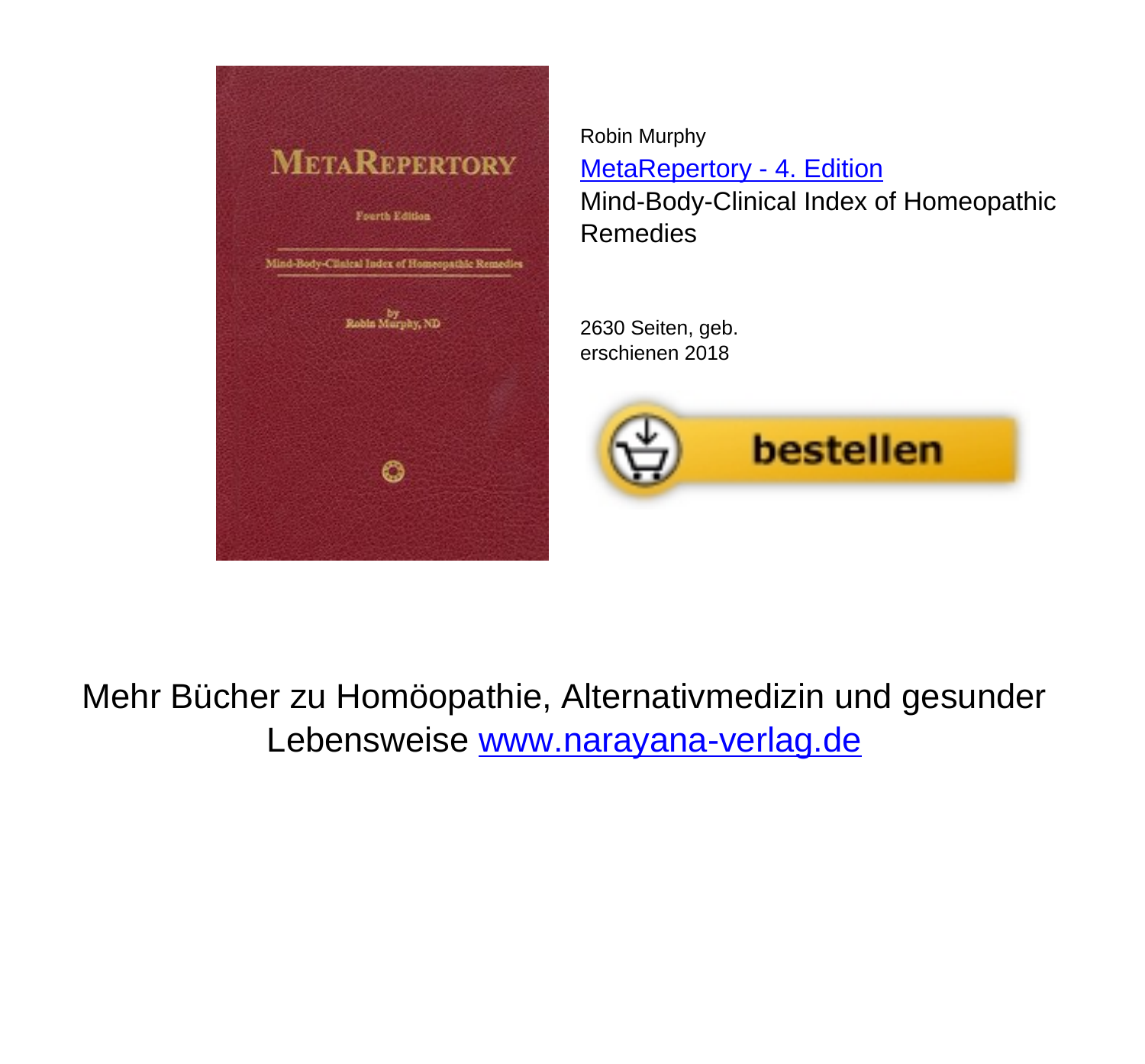Robin Murphy

[MetaRepertory - 4. Edition](#)

Mind-Body-Clinical Index of Homeopathic Remedies

2630 Seiten, geb.
erschienen 2018

bestellen

Mehr Bücher zu Homöopathie, Alternativmedizin und gesunder Lebensweise [www.narayana-verlag.de](http://www.narayana-verlag.de)